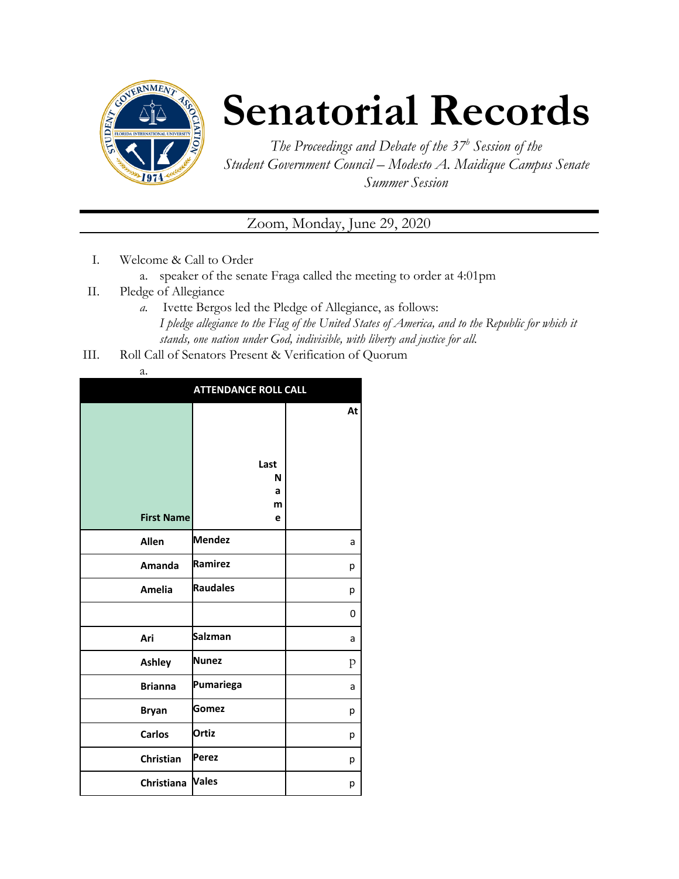# Senatorial Records

*The Proceedings and Debate of the 37[h] Session of the Student Government Council – Modesto A. Maidique Campus Senate Summer Session*

Zoom, Monday, June 29, 2020

I. Welcome & Call to Order
   a. speaker of the senate Fraga called the meeting to order at 4:01pm

II. Pledge of Allegiance
   a. Ivette Bergos led the Pledge of Allegiance, as follows:
      *I pledge allegiance to the Flag of the United States of America, and to the Republic for which it stands, one nation under God, indivisible, with liberty and justice for all.*

III. Roll Call of Senators Present & Verification of Quorum
   a.

| ATTENDANCE ROLL CALL | | |
|---|---|---|
| First Name | Last Name | At |
| Allen | Mendez | a |
| Amanda | Ramirez | p |
| Amelia | Raudales | p |
| | | 0 |
| Ari | Salzman | a |
| Ashley | Nunez | p |
| Brianna | Pumariega | a |
| Bryan | Gomez | p |
| Carlos | Ortiz | p |
| Christian | Perez | p |
| Christiana | Vales | p |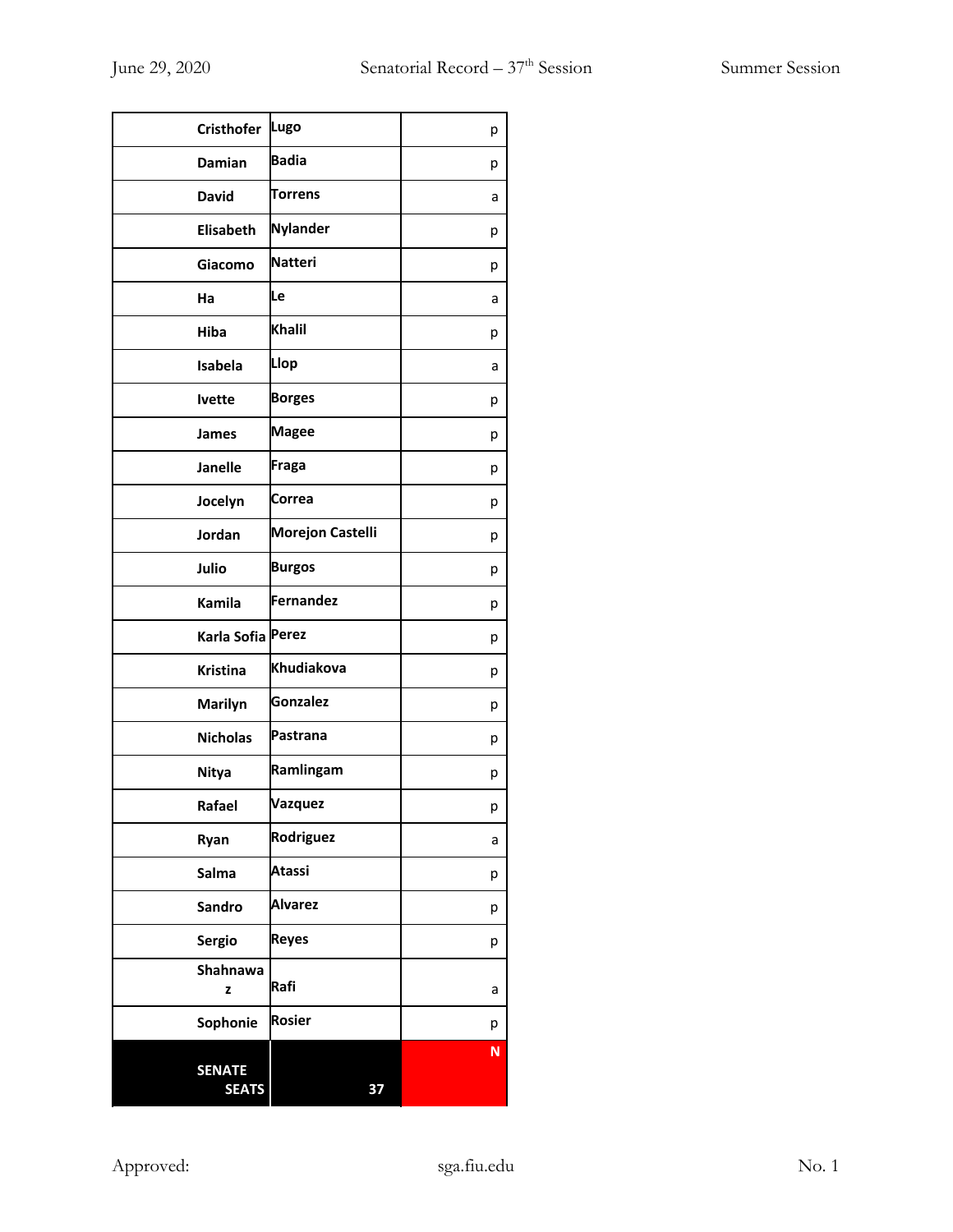| | | |
|---|---|---|
| Cristhofer | Lugo | p |
| Damian | Badia | p |
| David | Torrens | a |
| Elisabeth | Nylander | p |
| Giacomo | Natteri | p |
| Ha | Le | a |
| Hiba | Khalil | p |
| Isabela | Llop | a |
| Ivette | Borges | p |
| James | Magee | p |
| Janelle | Fraga | p |
| Jocelyn | Correa | p |
| Jordan | Morejon Castelli | p |
| Julio | Burgos | p |
| Kamila | Fernandez | p |
| Karla Sofia | Perez | p |
| Kristina | Khudiakova | p |
| Marilyn | Gonzalez | p |
| Nicholas | Pastrana | p |
| Nitya | Ramlingam | p |
| Rafael | Vazquez | p |
| Ryan | Rodriguez | a |
| Salma | Atassi | p |
| Sandro | Alvarez | p |
| Sergio | Reyes | p |
| Shahnawaz | Rafi | a |
| Sophonie | Rosier | p |
| **SENATE SEATS** | **37** | **N** |

Approved: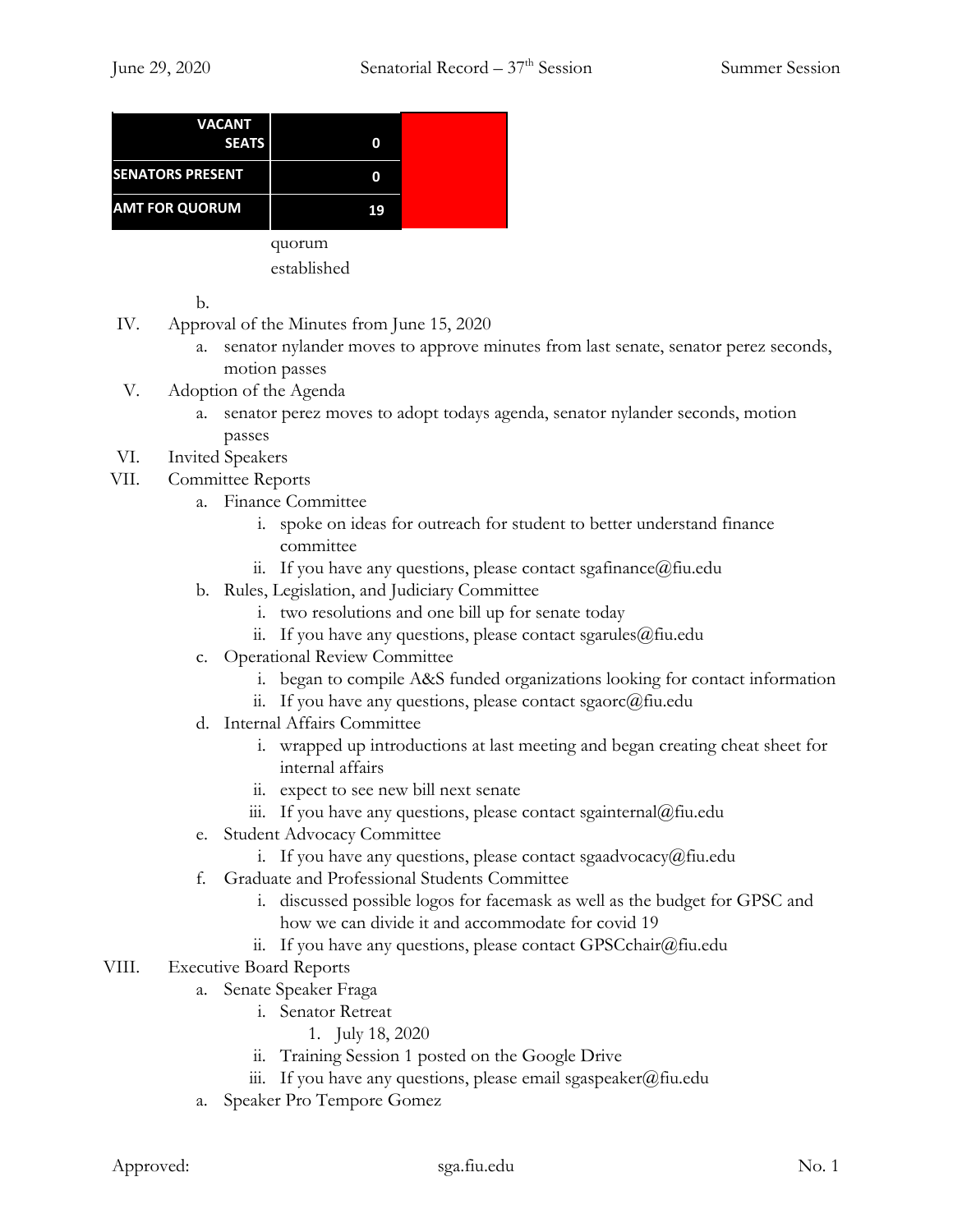| VACANT SEATS | 0 | |
|---|---|---|
| SENATORS PRESENT | 0 | |
| AMT FOR QUORUM | 19 | |

quorum established

b.

IV. Approval of the Minutes from June 15, 2020
   a. senator nylander moves to approve minutes from last senate, senator perez seconds, motion passes

V. Adoption of the Agenda
   a. senator perez moves to adopt todays agenda, senator nylander seconds, motion passes

VI. Invited Speakers

VII. Committee Reports
   a. Finance Committee
      i. spoke on ideas for outreach for student to better understand finance committee
      ii. If you have any questions, please contact sgafinance@fiu.edu
   b. Rules, Legislation, and Judiciary Committee
      i. two resolutions and one bill up for senate today
      ii. If you have any questions, please contact sgarules@fiu.edu
   c. Operational Review Committee
      i. began to compile A&S funded organizations looking for contact information
      ii. If you have any questions, please contact sgaorc@fiu.edu
   d. Internal Affairs Committee
      i. wrapped up introductions at last meeting and began creating cheat sheet for internal affairs
      ii. expect to see new bill next senate
      iii. If you have any questions, please contact sgainternal@fiu.edu
   e. Student Advocacy Committee
      i. If you have any questions, please contact sgaadvocacy@fiu.edu
   f. Graduate and Professional Students Committee
      i. discussed possible logos for facemask as well as the budget for GPSC and how we can divide it and accommodate for covid 19
      ii. If you have any questions, please contact GPSCchair@fiu.edu

VIII. Executive Board Reports
   a. Senate Speaker Fraga
      i. Senator Retreat
         1. July 18, 2020
      ii. Training Session 1 posted on the Google Drive
      iii. If you have any questions, please email sgaspeaker@fiu.edu
   a. Speaker Pro Tempore Gomez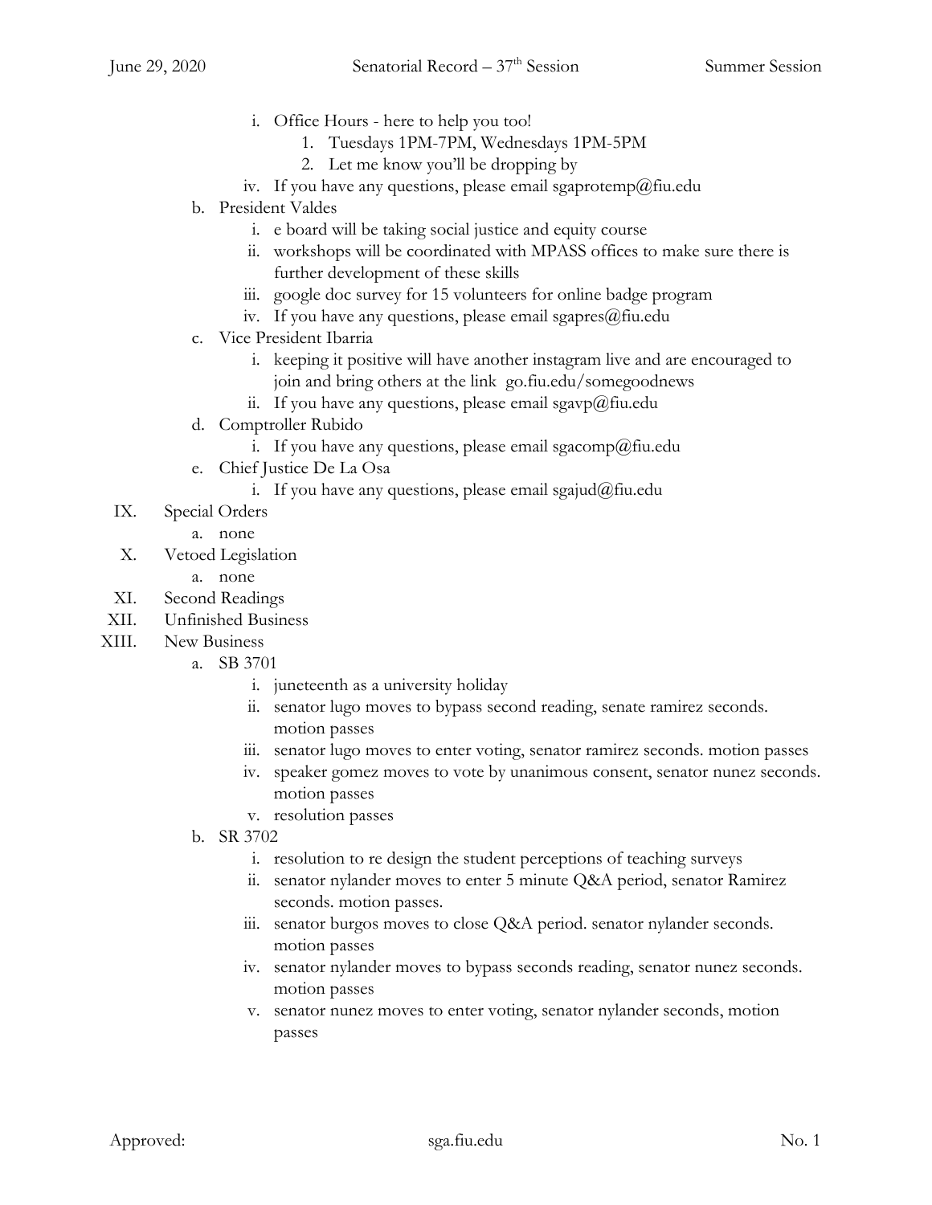- i. Office Hours - here to help you too!
  1. Tuesdays 1PM-7PM, Wednesdays 1PM-5PM
  2. Let me know you'll be dropping by
- iv. If you have any questions, please email sgaprotemp@fiu.edu

b. President Valdes
  - i. e board will be taking social justice and equity course
  - ii. workshops will be coordinated with MPASS offices to make sure there is further development of these skills
  - iii. google doc survey for 15 volunteers for online badge program
  - iv. If you have any questions, please email sgapres@fiu.edu

c. Vice President Ibarria
  - i. keeping it positive will have another instagram live and are encouraged to join and bring others at the link go.fiu.edu/somegoodnews
  - ii. If you have any questions, please email sgavp@fiu.edu

d. Comptroller Rubido
  - i. If you have any questions, please email sgacomp@fiu.edu

e. Chief Justice De La Osa
  - i. If you have any questions, please email sgajud@fiu.edu

IX. Special Orders
  - a. none

X. Vetoed Legislation
  - a. none

XI. Second Readings

XII. Unfinished Business

XIII. New Business

a. SB 3701
  - i. juneteenth as a university holiday
  - ii. senator lugo moves to bypass second reading, senate ramirez seconds. motion passes
  - iii. senator lugo moves to enter voting, senator ramirez seconds. motion passes
  - iv. speaker gomez moves to vote by unanimous consent, senator nunez seconds. motion passes
  - v. resolution passes

b. SR 3702
  - i. resolution to re design the student perceptions of teaching surveys
  - ii. senator nylander moves to enter 5 minute Q&A period, senator Ramirez seconds. motion passes.
  - iii. senator burgos moves to close Q&A period. senator nylander seconds. motion passes
  - iv. senator nylander moves to bypass seconds reading, senator nunez seconds. motion passes
  - v. senator nunez moves to enter voting, senator nylander seconds, motion passes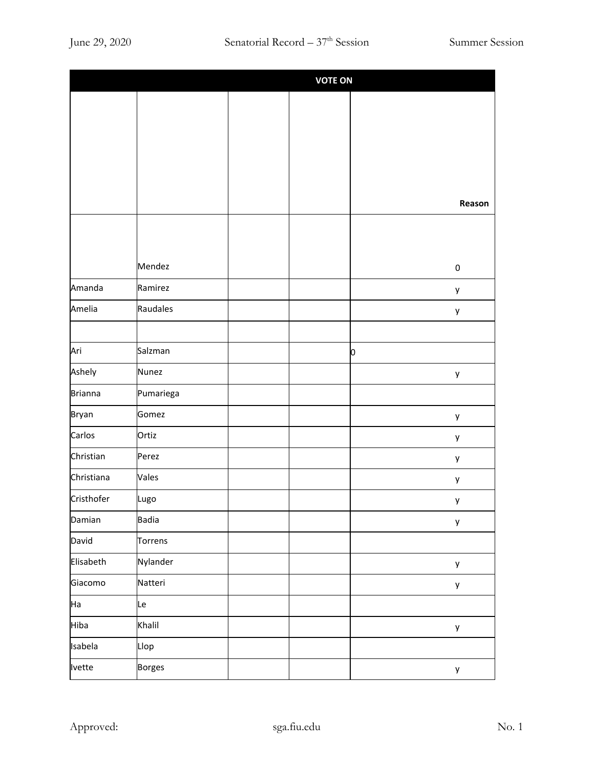| | | | VOTE ON | |
|---|---|---|---|---|
| | | | | Reason |
| | Mendez | | | 0 |
| Amanda | Ramirez | | | y |
| Amelia | Raudales | | | y |
| | | | | |
| Ari | Salzman | | | 0 |
| Ashely | Nunez | | | y |
| Brianna | Pumariega | | | |
| Bryan | Gomez | | | y |
| Carlos | Ortiz | | | y |
| Christian | Perez | | | y |
| Christiana | Vales | | | y |
| Cristhofer | Lugo | | | y |
| Damian | Badia | | | y |
| David | Torrens | | | |
| Elisabeth | Nylander | | | y |
| Giacomo | Natteri | | | y |
| Ha | Le | | | |
| Hiba | Khalil | | | y |
| Isabela | Llop | | | |
| Ivette | Borges | | | y |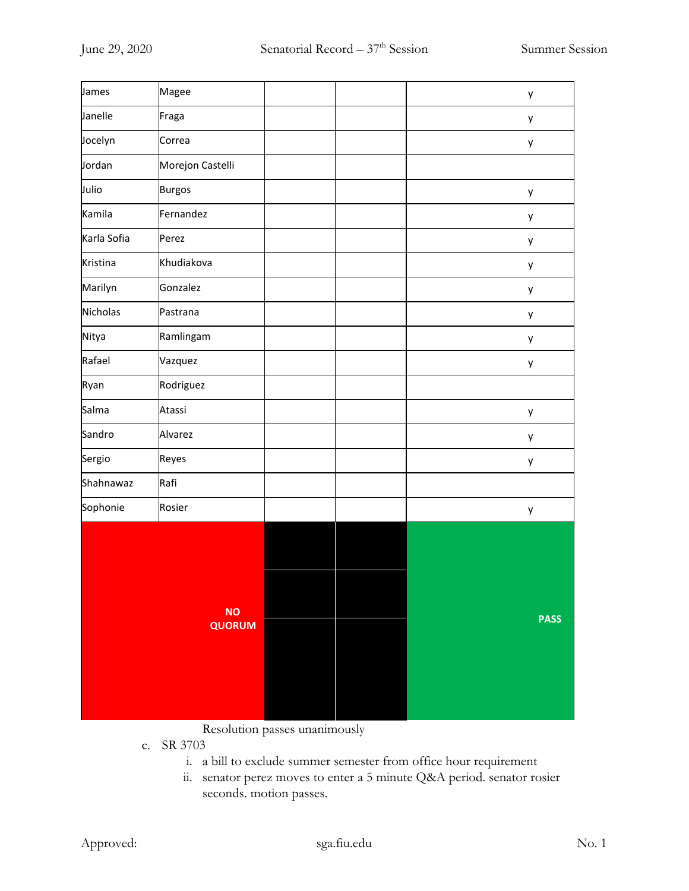| | | | | |
|---|---|---|---|---|
| James | Magee | | | y |
| Janelle | Fraga | | | y |
| Jocelyn | Correa | | | y |
| Jordan | Morejon Castelli | | | |
| Julio | Burgos | | | y |
| Kamila | Fernandez | | | y |
| Karla Sofia | Perez | | | y |
| Kristina | Khudiakova | | | y |
| Marilyn | Gonzalez | | | y |
| Nicholas | Pastrana | | | y |
| Nitya | Ramlingam | | | y |
| Rafael | Vazquez | | | y |
| Ryan | Rodriguez | | | |
| Salma | Atassi | | | y |
| Sandro | Alvarez | | | y |
| Sergio | Reyes | | | y |
| Shahnawaz | Rafi | | | |
| Sophonie | Rosier | | | y |
| **NO QUORUM** | | | | **PASS** |

Resolution passes unanimously

c. SR 3703
   i. a bill to exclude summer semester from office hour requirement
   ii. senator perez moves to enter a 5 minute Q&A period. senator rosier seconds. motion passes.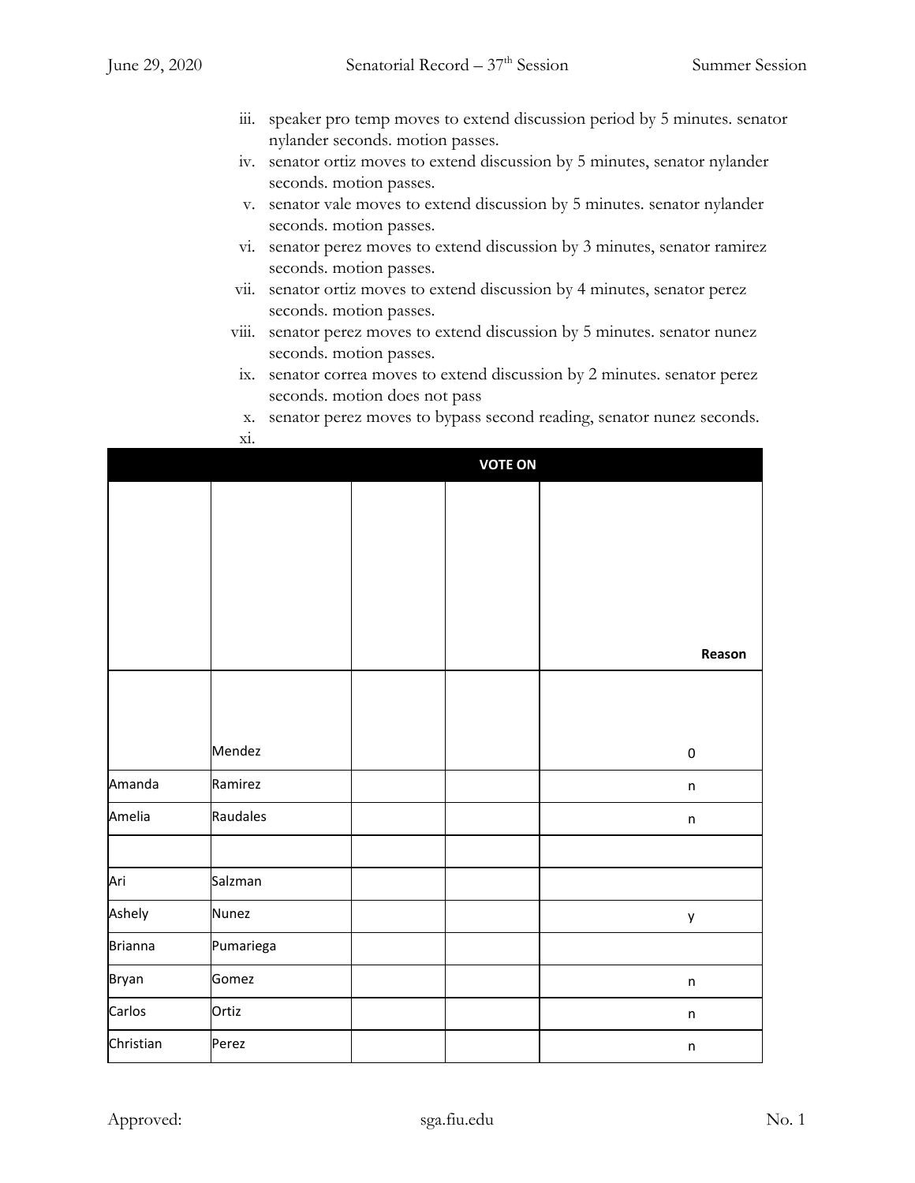iii. speaker pro temp moves to extend discussion period by 5 minutes. senator nylander seconds. motion passes.
iv. senator ortiz moves to extend discussion by 5 minutes, senator nylander seconds. motion passes.
v. senator vale moves to extend discussion by 5 minutes. senator nylander seconds. motion passes.
vi. senator perez moves to extend discussion by 3 minutes, senator ramirez seconds. motion passes.
vii. senator ortiz moves to extend discussion by 4 minutes, senator perez seconds. motion passes.
viii. senator perez moves to extend discussion by 5 minutes. senator nunez seconds. motion passes.
ix. senator correa moves to extend discussion by 2 minutes. senator perez seconds. motion does not pass
x. senator perez moves to bypass second reading, senator nunez seconds.
xi.

| VOTE ON | | | | |
|---|---|---|---|---|
| | | | | Reason |
| | Mendez | | | 0 |
| Amanda | Ramirez | | | n |
| Amelia | Raudales | | | n |
| | | | | |
| Ari | Salzman | | | |
| Ashely | Nunez | | | y |
| Brianna | Pumariega | | | |
| Bryan | Gomez | | | n |
| Carlos | Ortiz | | | n |
| Christian | Perez | | | n |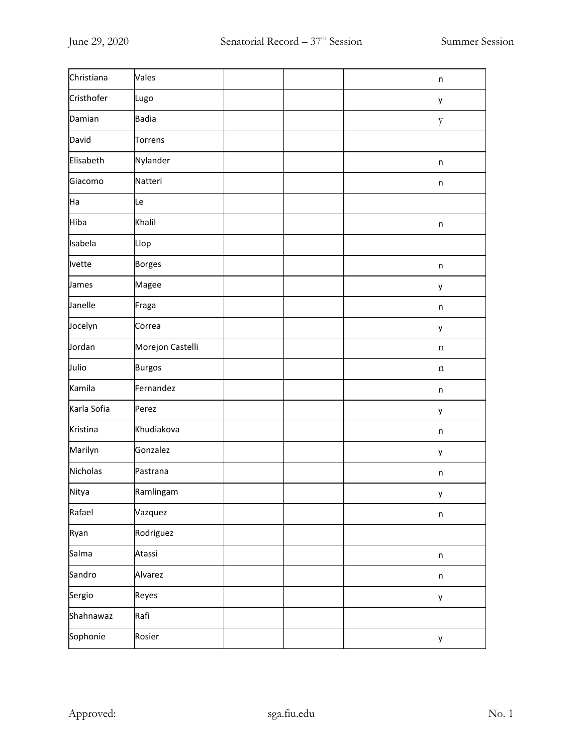| | | | | |
|---|---|---|---|---|
| Christiana | Vales | | | n |
| Cristhofer | Lugo | | | y |
| Damian | Badia | | | y |
| David | Torrens | | | |
| Elisabeth | Nylander | | | n |
| Giacomo | Natteri | | | n |
| Ha | Le | | | |
| Hiba | Khalil | | | n |
| Isabela | Llop | | | |
| Ivette | Borges | | | n |
| James | Magee | | | y |
| Janelle | Fraga | | | n |
| Jocelyn | Correa | | | y |
| Jordan | Morejon Castelli | | | n |
| Julio | Burgos | | | n |
| Kamila | Fernandez | | | n |
| Karla Sofia | Perez | | | y |
| Kristina | Khudiakova | | | n |
| Marilyn | Gonzalez | | | y |
| Nicholas | Pastrana | | | n |
| Nitya | Ramlingam | | | y |
| Rafael | Vazquez | | | n |
| Ryan | Rodriguez | | | |
| Salma | Atassi | | | n |
| Sandro | Alvarez | | | n |
| Sergio | Reyes | | | y |
| Shahnawaz | Rafi | | | |
| Sophonie | Rosier | | | y |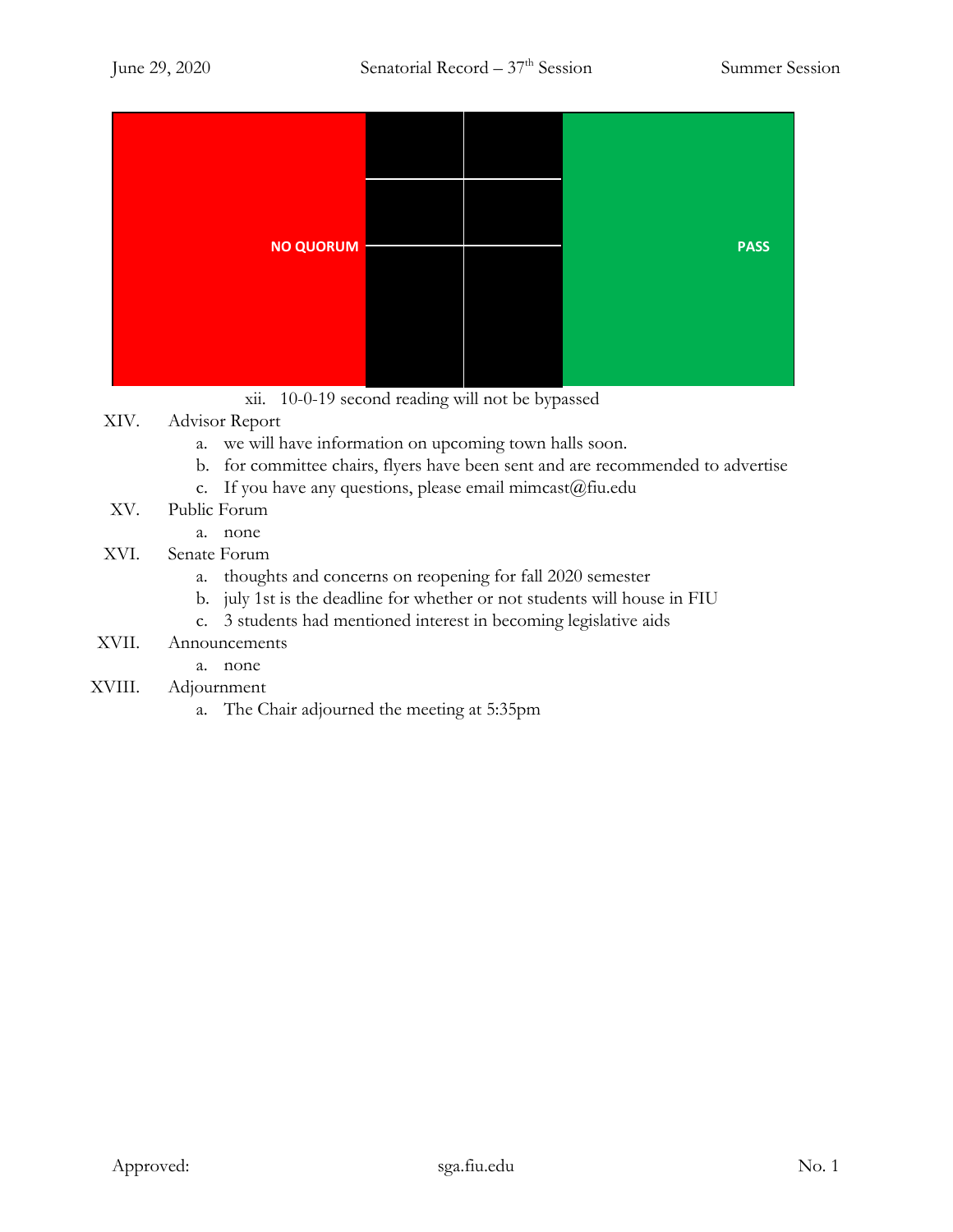| | | | |
|---|---|---|---|
| NO QUORUM | | | PASS |

xii. 10-0-19 second reading will not be bypassed

XIV. Advisor Report
   a. we will have information on upcoming town halls soon.
   b. for committee chairs, flyers have been sent and are recommended to advertise
   c. If you have any questions, please email mimcast@fiu.edu

XV. Public Forum
   a. none

XVI. Senate Forum
   a. thoughts and concerns on reopening for fall 2020 semester
   b. july 1st is the deadline for whether or not students will house in FIU
   c. 3 students had mentioned interest in becoming legislative aids

XVII. Announcements
   a. none

XVIII. Adjournment
   a. The Chair adjourned the meeting at 5:35pm

Approved: